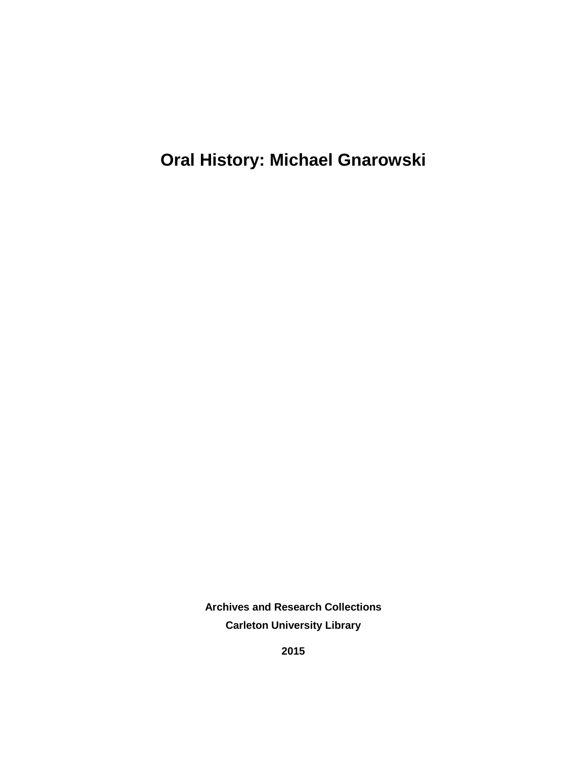# Oral History: Michael Gnarowski

**Archives and Research Collections**

**Carleton University Library**

**2015**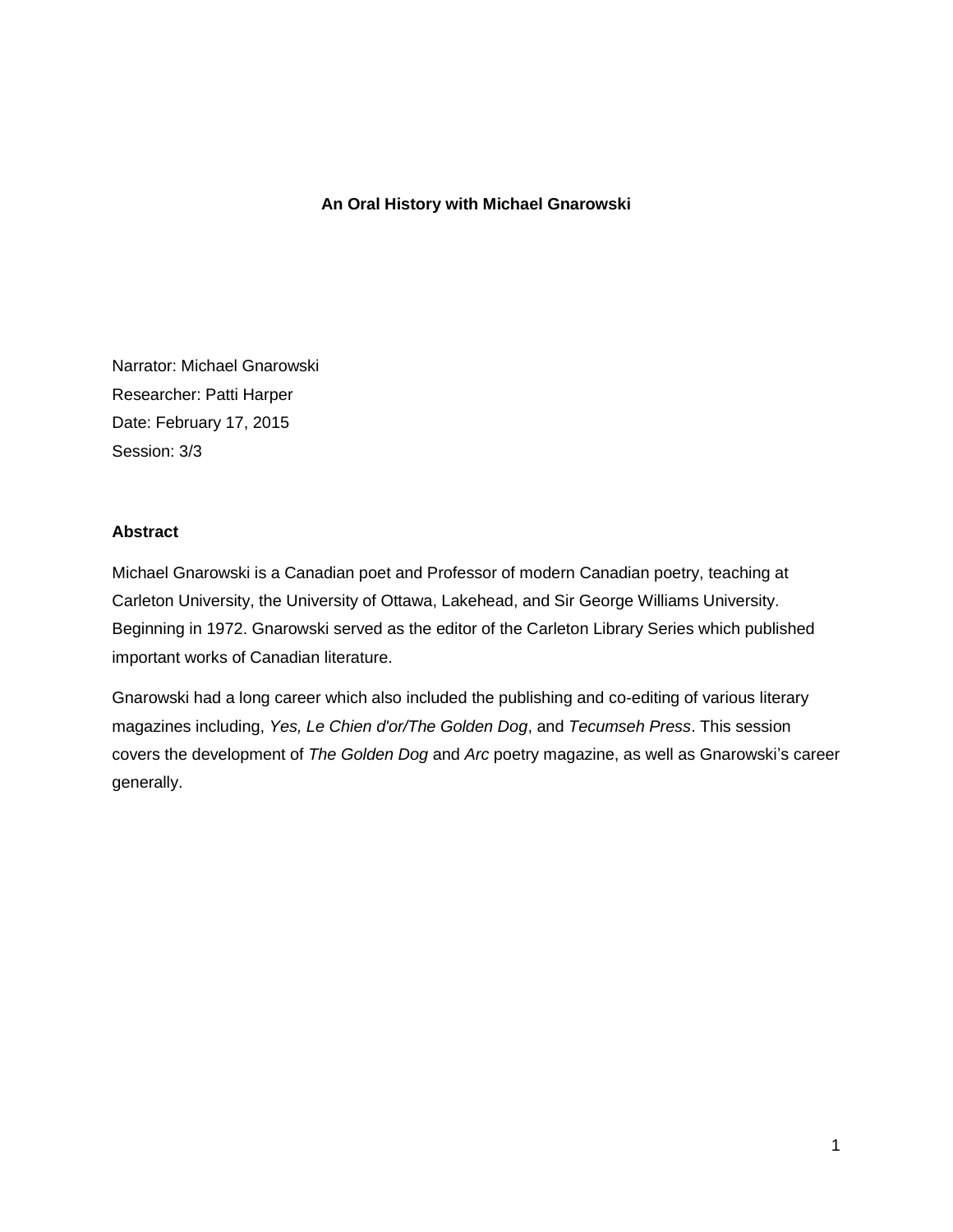**An Oral History with Michael Gnarowski**

Narrator: Michael Gnarowski
Researcher: Patti Harper
Date: February 17, 2015
Session: 3/3

**Abstract**

Michael Gnarowski is a Canadian poet and Professor of modern Canadian poetry, teaching at Carleton University, the University of Ottawa, Lakehead, and Sir George Williams University. Beginning in 1972. Gnarowski served as the editor of the Carleton Library Series which published important works of Canadian literature.

Gnarowski had a long career which also included the publishing and co-editing of various literary magazines including, *Yes, Le Chien d'or/The Golden Dog*, and *Tecumseh Press*. This session covers the development of *The Golden Dog* and *Arc* poetry magazine, as well as Gnarowski's career generally.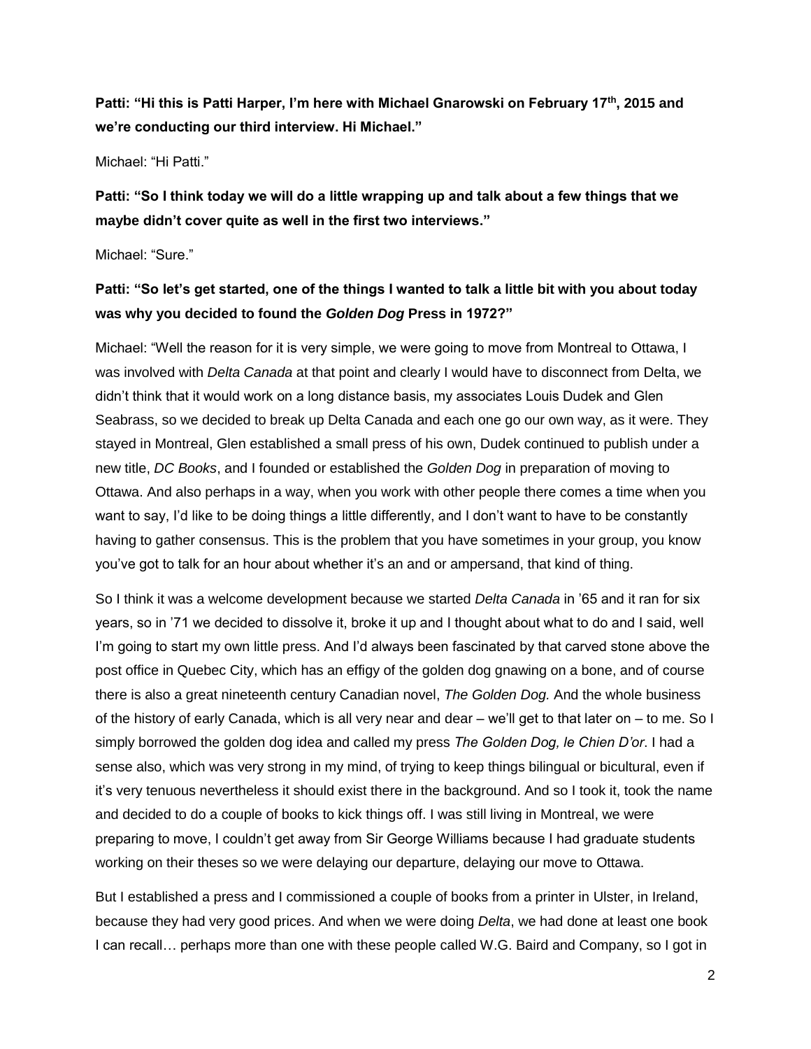**Patti: "Hi this is Patti Harper, I'm here with Michael Gnarowski on February 17th, 2015 and we're conducting our third interview. Hi Michael."**

Michael: "Hi Patti."

**Patti: "So I think today we will do a little wrapping up and talk about a few things that we maybe didn't cover quite as well in the first two interviews."**

Michael: "Sure."

**Patti: "So let's get started, one of the things I wanted to talk a little bit with you about today was why you decided to found the *Golden Dog* Press in 1972?"**

Michael: "Well the reason for it is very simple, we were going to move from Montreal to Ottawa, I was involved with *Delta Canada* at that point and clearly I would have to disconnect from Delta, we didn't think that it would work on a long distance basis, my associates Louis Dudek and Glen Seabrass, so we decided to break up Delta Canada and each one go our own way, as it were. They stayed in Montreal, Glen established a small press of his own, Dudek continued to publish under a new title, *DC Books*, and I founded or established the *Golden Dog* in preparation of moving to Ottawa. And also perhaps in a way, when you work with other people there comes a time when you want to say, I'd like to be doing things a little differently, and I don't want to have to be constantly having to gather consensus. This is the problem that you have sometimes in your group, you know you've got to talk for an hour about whether it's an and or ampersand, that kind of thing.

So I think it was a welcome development because we started *Delta Canada* in '65 and it ran for six years, so in '71 we decided to dissolve it, broke it up and I thought about what to do and I said, well I'm going to start my own little press. And I'd always been fascinated by that carved stone above the post office in Quebec City, which has an effigy of the golden dog gnawing on a bone, and of course there is also a great nineteenth century Canadian novel, *The Golden Dog.* And the whole business of the history of early Canada, which is all very near and dear – we'll get to that later on – to me. So I simply borrowed the golden dog idea and called my press *The Golden Dog, le Chien D'or*. I had a sense also, which was very strong in my mind, of trying to keep things bilingual or bicultural, even if it's very tenuous nevertheless it should exist there in the background. And so I took it, took the name and decided to do a couple of books to kick things off. I was still living in Montreal, we were preparing to move, I couldn't get away from Sir George Williams because I had graduate students working on their theses so we were delaying our departure, delaying our move to Ottawa.

But I established a press and I commissioned a couple of books from a printer in Ulster, in Ireland, because they had very good prices. And when we were doing *Delta*, we had done at least one book I can recall… perhaps more than one with these people called W.G. Baird and Company, so I got in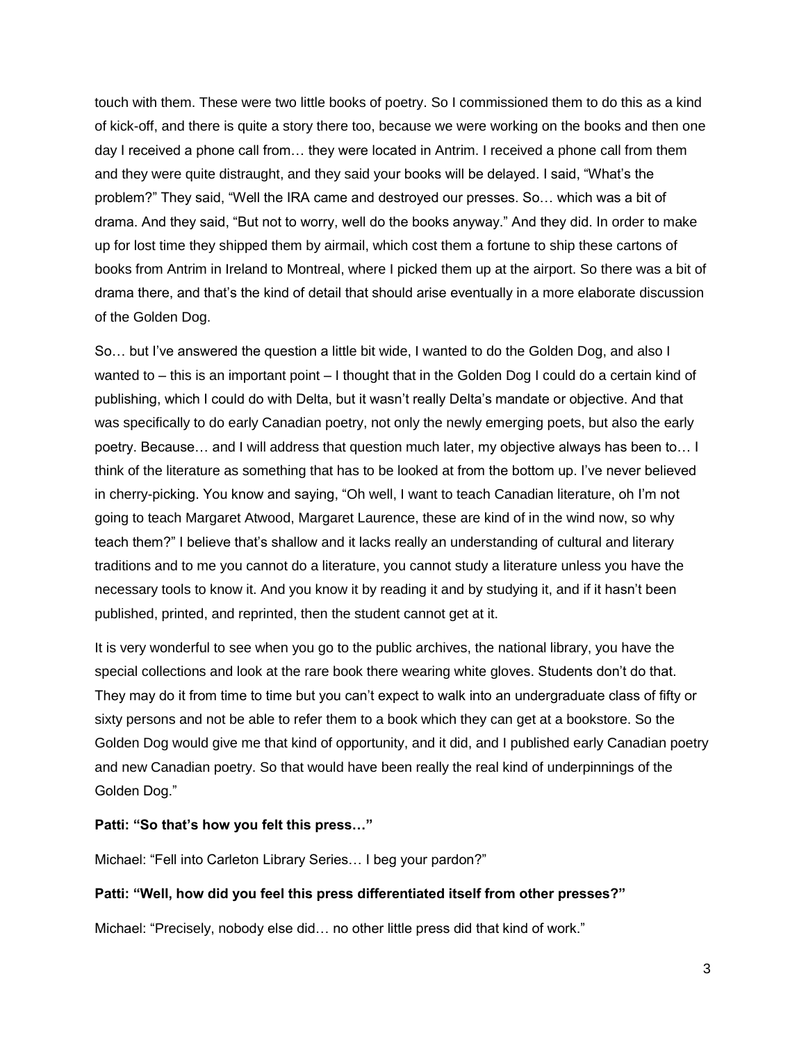touch with them. These were two little books of poetry. So I commissioned them to do this as a kind of kick-off, and there is quite a story there too, because we were working on the books and then one day I received a phone call from… they were located in Antrim. I received a phone call from them and they were quite distraught, and they said your books will be delayed. I said, "What's the problem?" They said, "Well the IRA came and destroyed our presses. So… which was a bit of drama. And they said, "But not to worry, well do the books anyway." And they did. In order to make up for lost time they shipped them by airmail, which cost them a fortune to ship these cartons of books from Antrim in Ireland to Montreal, where I picked them up at the airport. So there was a bit of drama there, and that's the kind of detail that should arise eventually in a more elaborate discussion of the Golden Dog.

So… but I've answered the question a little bit wide, I wanted to do the Golden Dog, and also I wanted to – this is an important point – I thought that in the Golden Dog I could do a certain kind of publishing, which I could do with Delta, but it wasn't really Delta's mandate or objective. And that was specifically to do early Canadian poetry, not only the newly emerging poets, but also the early poetry. Because… and I will address that question much later, my objective always has been to… I think of the literature as something that has to be looked at from the bottom up. I've never believed in cherry-picking. You know and saying, "Oh well, I want to teach Canadian literature, oh I'm not going to teach Margaret Atwood, Margaret Laurence, these are kind of in the wind now, so why teach them?" I believe that's shallow and it lacks really an understanding of cultural and literary traditions and to me you cannot do a literature, you cannot study a literature unless you have the necessary tools to know it. And you know it by reading it and by studying it, and if it hasn't been published, printed, and reprinted, then the student cannot get at it.

It is very wonderful to see when you go to the public archives, the national library, you have the special collections and look at the rare book there wearing white gloves. Students don't do that. They may do it from time to time but you can't expect to walk into an undergraduate class of fifty or sixty persons and not be able to refer them to a book which they can get at a bookstore. So the Golden Dog would give me that kind of opportunity, and it did, and I published early Canadian poetry and new Canadian poetry. So that would have been really the real kind of underpinnings of the Golden Dog."

**Patti: "So that's how you felt this press…"**

Michael: "Fell into Carleton Library Series… I beg your pardon?"

**Patti: "Well, how did you feel this press differentiated itself from other presses?"**

Michael: "Precisely, nobody else did… no other little press did that kind of work."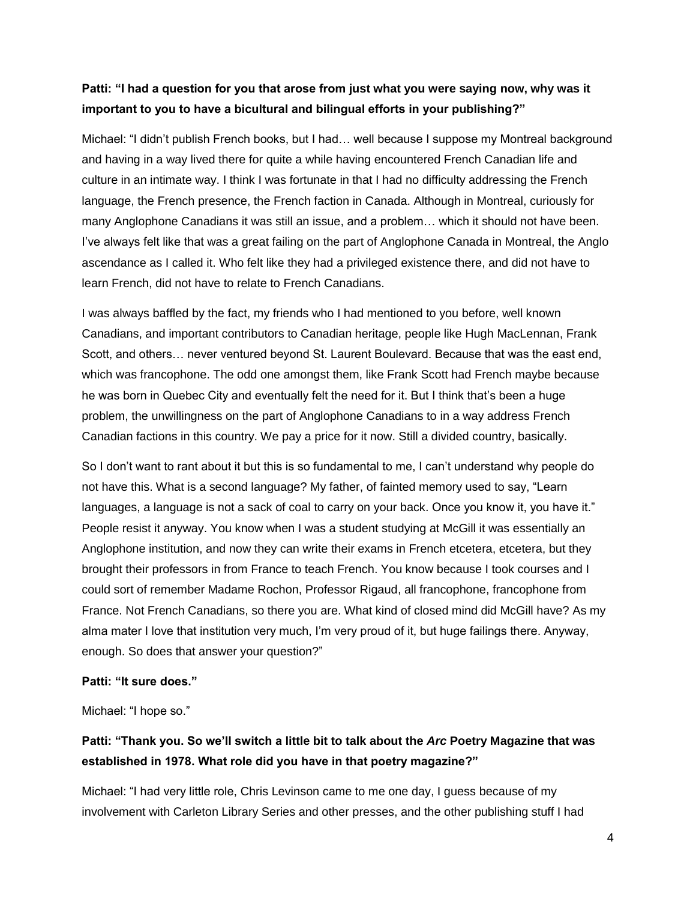**Patti: "I had a question for you that arose from just what you were saying now, why was it important to you to have a bicultural and bilingual efforts in your publishing?"**

Michael: "I didn't publish French books, but I had… well because I suppose my Montreal background and having in a way lived there for quite a while having encountered French Canadian life and culture in an intimate way. I think I was fortunate in that I had no difficulty addressing the French language, the French presence, the French faction in Canada. Although in Montreal, curiously for many Anglophone Canadians it was still an issue, and a problem… which it should not have been. I've always felt like that was a great failing on the part of Anglophone Canada in Montreal, the Anglo ascendance as I called it. Who felt like they had a privileged existence there, and did not have to learn French, did not have to relate to French Canadians.

I was always baffled by the fact, my friends who I had mentioned to you before, well known Canadians, and important contributors to Canadian heritage, people like Hugh MacLennan, Frank Scott, and others… never ventured beyond St. Laurent Boulevard. Because that was the east end, which was francophone. The odd one amongst them, like Frank Scott had French maybe because he was born in Quebec City and eventually felt the need for it. But I think that's been a huge problem, the unwillingness on the part of Anglophone Canadians to in a way address French Canadian factions in this country. We pay a price for it now. Still a divided country, basically.

So I don't want to rant about it but this is so fundamental to me, I can't understand why people do not have this. What is a second language? My father, of fainted memory used to say, "Learn languages, a language is not a sack of coal to carry on your back. Once you know it, you have it." People resist it anyway. You know when I was a student studying at McGill it was essentially an Anglophone institution, and now they can write their exams in French etcetera, etcetera, but they brought their professors in from France to teach French. You know because I took courses and I could sort of remember Madame Rochon, Professor Rigaud, all francophone, francophone from France. Not French Canadians, so there you are. What kind of closed mind did McGill have? As my alma mater I love that institution very much, I'm very proud of it, but huge failings there. Anyway, enough. So does that answer your question?"

**Patti: "It sure does."**

Michael: "I hope so."

**Patti: "Thank you. So we'll switch a little bit to talk about the *Arc* Poetry Magazine that was established in 1978. What role did you have in that poetry magazine?"**

Michael: "I had very little role, Chris Levinson came to me one day, I guess because of my involvement with Carleton Library Series and other presses, and the other publishing stuff I had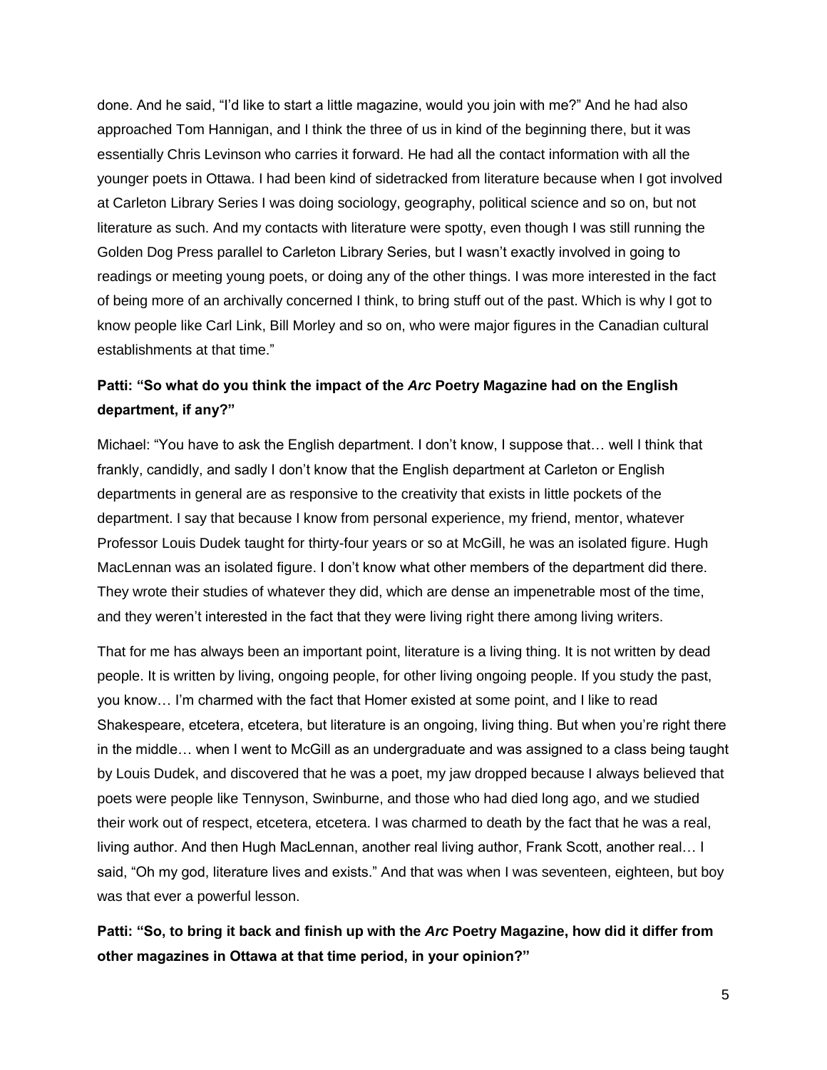done. And he said, "I'd like to start a little magazine, would you join with me?" And he had also approached Tom Hannigan, and I think the three of us in kind of the beginning there, but it was essentially Chris Levinson who carries it forward. He had all the contact information with all the younger poets in Ottawa. I had been kind of sidetracked from literature because when I got involved at Carleton Library Series I was doing sociology, geography, political science and so on, but not literature as such. And my contacts with literature were spotty, even though I was still running the Golden Dog Press parallel to Carleton Library Series, but I wasn't exactly involved in going to readings or meeting young poets, or doing any of the other things. I was more interested in the fact of being more of an archivally concerned I think, to bring stuff out of the past. Which is why I got to know people like Carl Link, Bill Morley and so on, who were major figures in the Canadian cultural establishments at that time."

**Patti: "So what do you think the impact of the *Arc* Poetry Magazine had on the English department, if any?"**

Michael: "You have to ask the English department. I don't know, I suppose that… well I think that frankly, candidly, and sadly I don't know that the English department at Carleton or English departments in general are as responsive to the creativity that exists in little pockets of the department. I say that because I know from personal experience, my friend, mentor, whatever Professor Louis Dudek taught for thirty-four years or so at McGill, he was an isolated figure. Hugh MacLennan was an isolated figure. I don't know what other members of the department did there. They wrote their studies of whatever they did, which are dense an impenetrable most of the time, and they weren't interested in the fact that they were living right there among living writers.

That for me has always been an important point, literature is a living thing. It is not written by dead people. It is written by living, ongoing people, for other living ongoing people. If you study the past, you know… I'm charmed with the fact that Homer existed at some point, and I like to read Shakespeare, etcetera, etcetera, but literature is an ongoing, living thing. But when you're right there in the middle… when I went to McGill as an undergraduate and was assigned to a class being taught by Louis Dudek, and discovered that he was a poet, my jaw dropped because I always believed that poets were people like Tennyson, Swinburne, and those who had died long ago, and we studied their work out of respect, etcetera, etcetera. I was charmed to death by the fact that he was a real, living author. And then Hugh MacLennan, another real living author, Frank Scott, another real… I said, "Oh my god, literature lives and exists." And that was when I was seventeen, eighteen, but boy was that ever a powerful lesson.

**Patti: "So, to bring it back and finish up with the *Arc* Poetry Magazine, how did it differ from other magazines in Ottawa at that time period, in your opinion?"**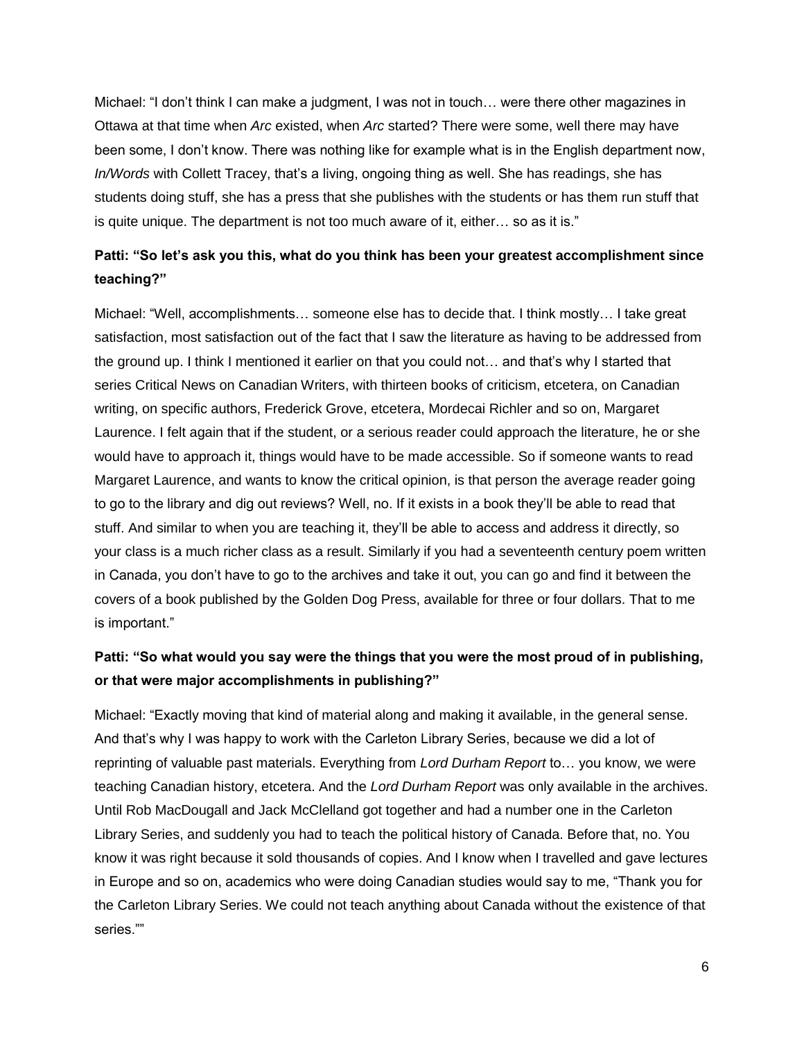Michael: “I don’t think I can make a judgment, I was not in touch… were there other magazines in Ottawa at that time when *Arc* existed, when *Arc* started? There were some, well there may have been some, I don’t know. There was nothing like for example what is in the English department now, *In/Words* with Collett Tracey, that’s a living, ongoing thing as well. She has readings, she has students doing stuff, she has a press that she publishes with the students or has them run stuff that is quite unique. The department is not too much aware of it, either… so as it is.”

**Patti: “So let’s ask you this, what do you think has been your greatest accomplishment since teaching?”**

Michael: “Well, accomplishments… someone else has to decide that. I think mostly… I take great satisfaction, most satisfaction out of the fact that I saw the literature as having to be addressed from the ground up. I think I mentioned it earlier on that you could not… and that’s why I started that series Critical News on Canadian Writers, with thirteen books of criticism, etcetera, on Canadian writing, on specific authors, Frederick Grove, etcetera, Mordecai Richler and so on, Margaret Laurence. I felt again that if the student, or a serious reader could approach the literature, he or she would have to approach it, things would have to be made accessible. So if someone wants to read Margaret Laurence, and wants to know the critical opinion, is that person the average reader going to go to the library and dig out reviews? Well, no. If it exists in a book they’ll be able to read that stuff. And similar to when you are teaching it, they’ll be able to access and address it directly, so your class is a much richer class as a result. Similarly if you had a seventeenth century poem written in Canada, you don’t have to go to the archives and take it out, you can go and find it between the covers of a book published by the Golden Dog Press, available for three or four dollars. That to me is important.”

**Patti: “So what would you say were the things that you were the most proud of in publishing, or that were major accomplishments in publishing?”**

Michael: “Exactly moving that kind of material along and making it available, in the general sense. And that’s why I was happy to work with the Carleton Library Series, because we did a lot of reprinting of valuable past materials. Everything from *Lord Durham Report* to… you know, we were teaching Canadian history, etcetera. And the *Lord Durham Report* was only available in the archives. Until Rob MacDougall and Jack McClelland got together and had a number one in the Carleton Library Series, and suddenly you had to teach the political history of Canada. Before that, no. You know it was right because it sold thousands of copies. And I know when I travelled and gave lectures in Europe and so on, academics who were doing Canadian studies would say to me, “Thank you for the Carleton Library Series. We could not teach anything about Canada without the existence of that series.””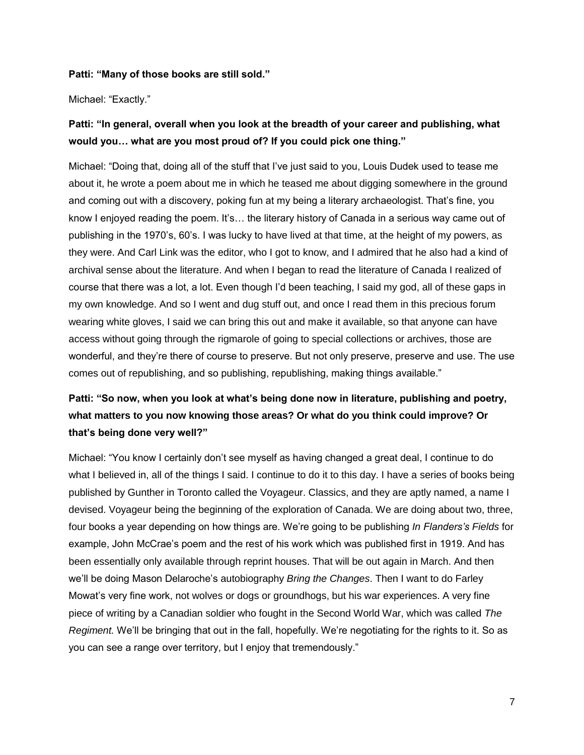**Patti: "Many of those books are still sold."**

Michael: "Exactly."

**Patti: "In general, overall when you look at the breadth of your career and publishing, what would you… what are you most proud of? If you could pick one thing."**

Michael: "Doing that, doing all of the stuff that I've just said to you, Louis Dudek used to tease me about it, he wrote a poem about me in which he teased me about digging somewhere in the ground and coming out with a discovery, poking fun at my being a literary archaeologist. That's fine, you know I enjoyed reading the poem. It's… the literary history of Canada in a serious way came out of publishing in the 1970's, 60's. I was lucky to have lived at that time, at the height of my powers, as they were. And Carl Link was the editor, who I got to know, and I admired that he also had a kind of archival sense about the literature. And when I began to read the literature of Canada I realized of course that there was a lot, a lot. Even though I'd been teaching, I said my god, all of these gaps in my own knowledge. And so I went and dug stuff out, and once I read them in this precious forum wearing white gloves, I said we can bring this out and make it available, so that anyone can have access without going through the rigmarole of going to special collections or archives, those are wonderful, and they're there of course to preserve. But not only preserve, preserve and use. The use comes out of republishing, and so publishing, republishing, making things available."

**Patti: "So now, when you look at what's being done now in literature, publishing and poetry, what matters to you now knowing those areas? Or what do you think could improve? Or that's being done very well?"**

Michael: "You know I certainly don't see myself as having changed a great deal, I continue to do what I believed in, all of the things I said. I continue to do it to this day. I have a series of books being published by Gunther in Toronto called the Voyageur. Classics, and they are aptly named, a name I devised. Voyageur being the beginning of the exploration of Canada. We are doing about two, three, four books a year depending on how things are. We're going to be publishing *In Flanders's Fields* for example, John McCrae's poem and the rest of his work which was published first in 1919. And has been essentially only available through reprint houses. That will be out again in March. And then we'll be doing Mason Delaroche's autobiography *Bring the Changes*. Then I want to do Farley Mowat's very fine work, not wolves or dogs or groundhogs, but his war experiences. A very fine piece of writing by a Canadian soldier who fought in the Second World War, which was called *The Regiment.* We'll be bringing that out in the fall, hopefully. We're negotiating for the rights to it. So as you can see a range over territory, but I enjoy that tremendously."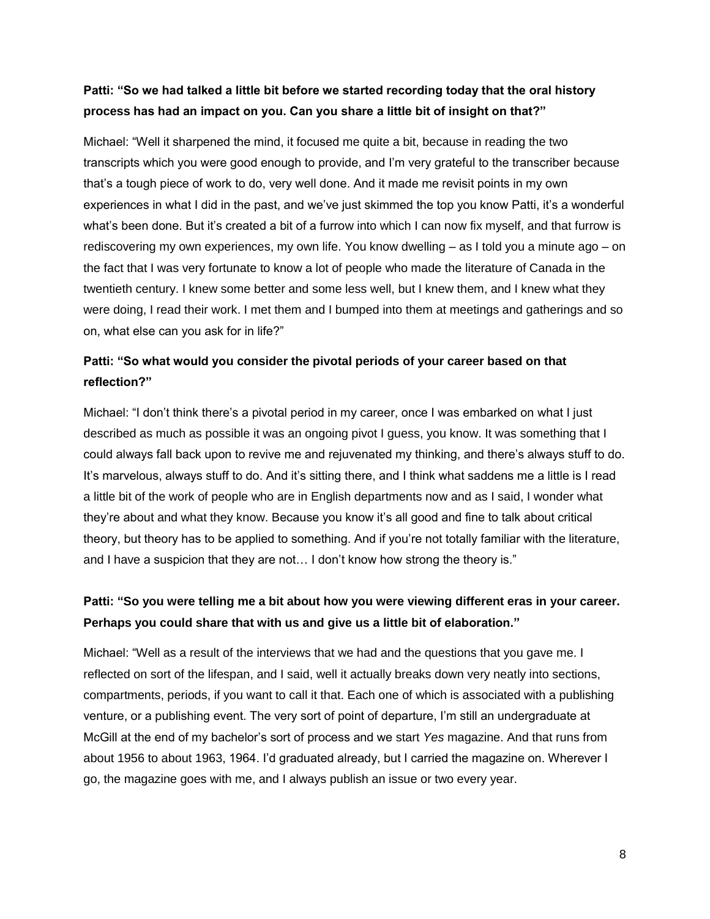**Patti: "So we had talked a little bit before we started recording today that the oral history process has had an impact on you. Can you share a little bit of insight on that?"**

Michael: "Well it sharpened the mind, it focused me quite a bit, because in reading the two transcripts which you were good enough to provide, and I'm very grateful to the transcriber because that's a tough piece of work to do, very well done. And it made me revisit points in my own experiences in what I did in the past, and we've just skimmed the top you know Patti, it's a wonderful what's been done. But it's created a bit of a furrow into which I can now fix myself, and that furrow is rediscovering my own experiences, my own life. You know dwelling – as I told you a minute ago – on the fact that I was very fortunate to know a lot of people who made the literature of Canada in the twentieth century. I knew some better and some less well, but I knew them, and I knew what they were doing, I read their work. I met them and I bumped into them at meetings and gatherings and so on, what else can you ask for in life?"

**Patti: "So what would you consider the pivotal periods of your career based on that reflection?"**

Michael: "I don't think there's a pivotal period in my career, once I was embarked on what I just described as much as possible it was an ongoing pivot I guess, you know. It was something that I could always fall back upon to revive me and rejuvenated my thinking, and there's always stuff to do. It's marvelous, always stuff to do. And it's sitting there, and I think what saddens me a little is I read a little bit of the work of people who are in English departments now and as I said, I wonder what they're about and what they know. Because you know it's all good and fine to talk about critical theory, but theory has to be applied to something. And if you're not totally familiar with the literature, and I have a suspicion that they are not… I don't know how strong the theory is."

**Patti: "So you were telling me a bit about how you were viewing different eras in your career. Perhaps you could share that with us and give us a little bit of elaboration."**

Michael: "Well as a result of the interviews that we had and the questions that you gave me. I reflected on sort of the lifespan, and I said, well it actually breaks down very neatly into sections, compartments, periods, if you want to call it that. Each one of which is associated with a publishing venture, or a publishing event. The very sort of point of departure, I'm still an undergraduate at McGill at the end of my bachelor's sort of process and we start *Yes* magazine. And that runs from about 1956 to about 1963, 1964. I'd graduated already, but I carried the magazine on. Wherever I go, the magazine goes with me, and I always publish an issue or two every year.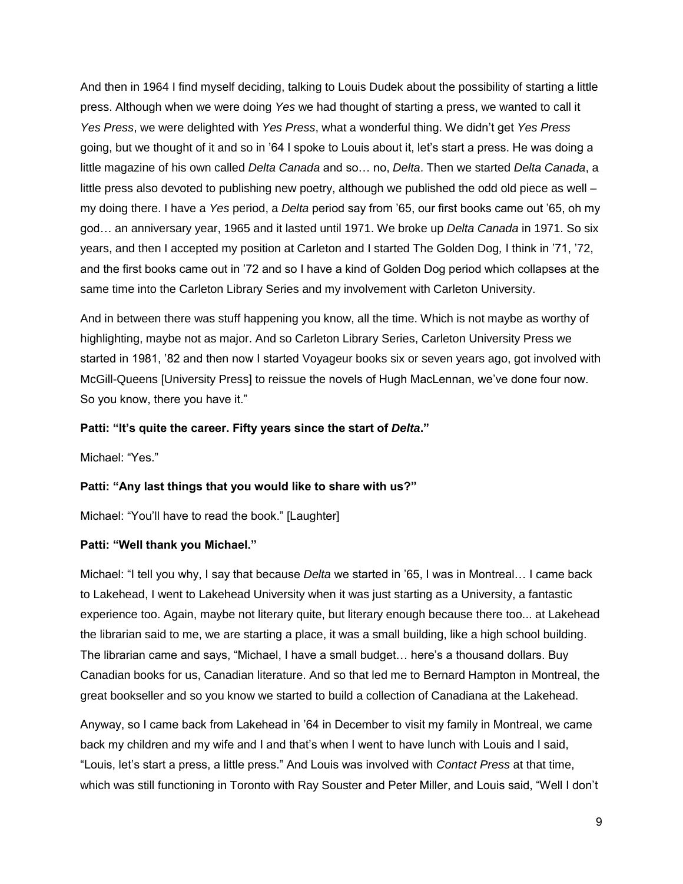And then in 1964 I find myself deciding, talking to Louis Dudek about the possibility of starting a little press. Although when we were doing *Yes* we had thought of starting a press, we wanted to call it *Yes Press*, we were delighted with *Yes Press*, what a wonderful thing. We didn't get *Yes Press* going, but we thought of it and so in '64 I spoke to Louis about it, let's start a press. He was doing a little magazine of his own called *Delta Canada* and so… no, *Delta*. Then we started *Delta Canada*, a little press also devoted to publishing new poetry, although we published the odd old piece as well – my doing there. I have a *Yes* period, a *Delta* period say from '65, our first books came out '65, oh my god… an anniversary year, 1965 and it lasted until 1971. We broke up *Delta Canada* in 1971. So six years, and then I accepted my position at Carleton and I started The Golden Dog*,* I think in '71, '72, and the first books came out in '72 and so I have a kind of Golden Dog period which collapses at the same time into the Carleton Library Series and my involvement with Carleton University.

And in between there was stuff happening you know, all the time. Which is not maybe as worthy of highlighting, maybe not as major. And so Carleton Library Series, Carleton University Press we started in 1981, '82 and then now I started Voyageur books six or seven years ago, got involved with McGill-Queens [University Press] to reissue the novels of Hugh MacLennan, we've done four now. So you know, there you have it."

**Patti: "It's quite the career. Fifty years since the start of *Delta*."**

Michael: "Yes."

**Patti: "Any last things that you would like to share with us?"**

Michael: "You'll have to read the book." [Laughter]

**Patti: "Well thank you Michael."**

Michael: "I tell you why, I say that because *Delta* we started in '65, I was in Montreal… I came back to Lakehead, I went to Lakehead University when it was just starting as a University, a fantastic experience too. Again, maybe not literary quite, but literary enough because there too... at Lakehead the librarian said to me, we are starting a place, it was a small building, like a high school building. The librarian came and says, "Michael, I have a small budget… here's a thousand dollars. Buy Canadian books for us, Canadian literature. And so that led me to Bernard Hampton in Montreal, the great bookseller and so you know we started to build a collection of Canadiana at the Lakehead.

Anyway, so I came back from Lakehead in '64 in December to visit my family in Montreal, we came back my children and my wife and I and that's when I went to have lunch with Louis and I said, "Louis, let's start a press, a little press." And Louis was involved with *Contact Press* at that time, which was still functioning in Toronto with Ray Souster and Peter Miller, and Louis said, "Well I don't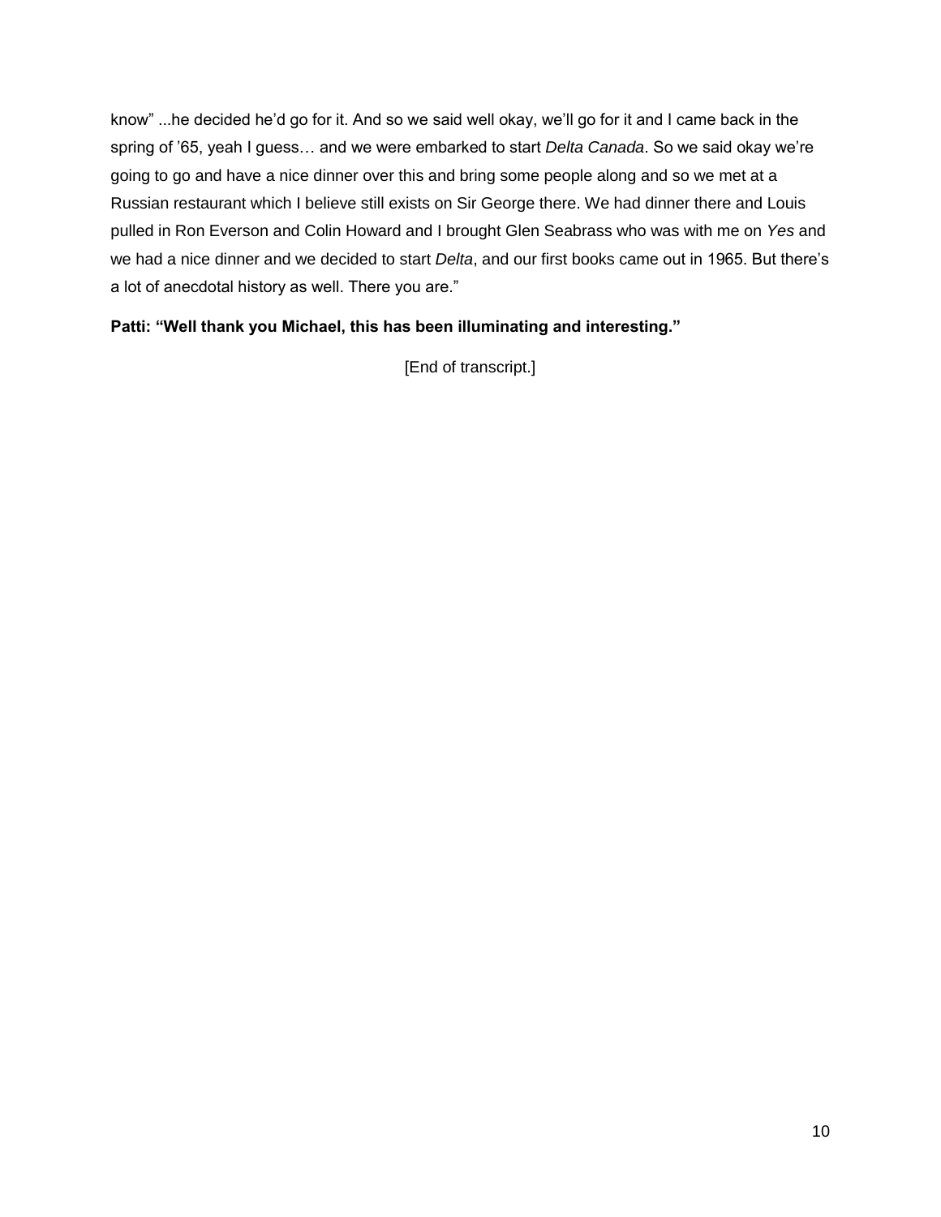know" ...he decided he'd go for it. And so we said well okay, we'll go for it and I came back in the spring of '65, yeah I guess… and we were embarked to start *Delta Canada*. So we said okay we're going to go and have a nice dinner over this and bring some people along and so we met at a Russian restaurant which I believe still exists on Sir George there. We had dinner there and Louis pulled in Ron Everson and Colin Howard and I brought Glen Seabrass who was with me on *Yes* and we had a nice dinner and we decided to start *Delta*, and our first books came out in 1965. But there's a lot of anecdotal history as well. There you are."

**Patti: "Well thank you Michael, this has been illuminating and interesting."**

[End of transcript.]